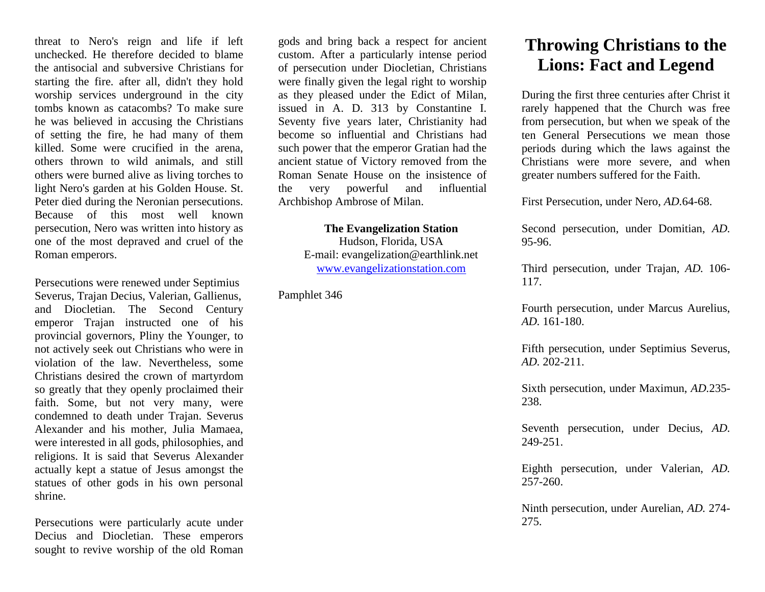threat to Nero's reign and life if left unchecked. He therefore decided to blame the antisocial and subversive Christians for starting the fire. after all, didn't they hold worship services underground in the city tombs known as catacombs? To make sure he was believed in accusing the Christians of setting the fire, he had many of them killed. Some were crucified in the arena, others thrown to wild animals, and still others were burned alive as living torches to light Nero's garden at his Golden House. St. Peter died during the Neronian persecutions. Because of this most well known persecution, Nero was written into history as one of the most depraved and cruel of the Roman emperors.

Persecutions were renewed under Septimius Severus, Trajan Decius, Valerian, Gallienus, and Diocletian. The Second Century emperor Trajan instructed one of his provincial governors, Pliny the Younger, to not actively seek out Christians who were in violation of the law. Nevertheless, some Christians desired the crown of martyrdom so greatly that they openly proclaimed their faith. Some, but not very many, were condemned to death under Trajan. Severus Alexander and his mother, Julia Mamaea, were interested in all gods, philosophies, and religions. It is said that Severus Alexander actually kept a statue of Jesus amongst the statues of other gods in his own personal shrine.

Persecutions were particularly acute under Decius and Diocletian. These emperors sought to revive worship of the old Roman gods and bring back a respect for ancient custom. After a particularly intense period of persecution under Diocletian, Christians were finally given the legal right to worship as they pleased under the Edict of Milan, issued in A. D. 313 by Constantine I. Seventy five years later, Christianity had become so influential and Christians had such power that the emperor Gratian had the ancient statue of Victory removed from the Roman Senate House on the insistence of the very powerful and influential Archbishop Ambrose of Milan.

**The Evangelization Station**
Hudson, Florida, USA
E-mail: evangelization@earthlink.net
www.evangelizationstation.com

Pamphlet 346

# Throwing Christians to the Lions: Fact and Legend

During the first three centuries after Christ it rarely happened that the Church was free from persecution, but when we speak of the ten General Persecutions we mean those periods during which the laws against the Christians were more severe, and when greater numbers suffered for the Faith.

First Persecution, under Nero, *AD*.64-68.

Second persecution, under Domitian, *AD.* 95-96.

Third persecution, under Trajan, *AD.* 106-117.

Fourth persecution, under Marcus Aurelius, *AD.* 161-180.

Fifth persecution, under Septimius Severus, *AD.* 202-211.

Sixth persecution, under Maximun, *AD*.235-238.

Seventh persecution, under Decius, *AD.* 249-251.

Eighth persecution, under Valerian, *AD.* 257-260.

Ninth persecution, under Aurelian, *AD.* 274-275.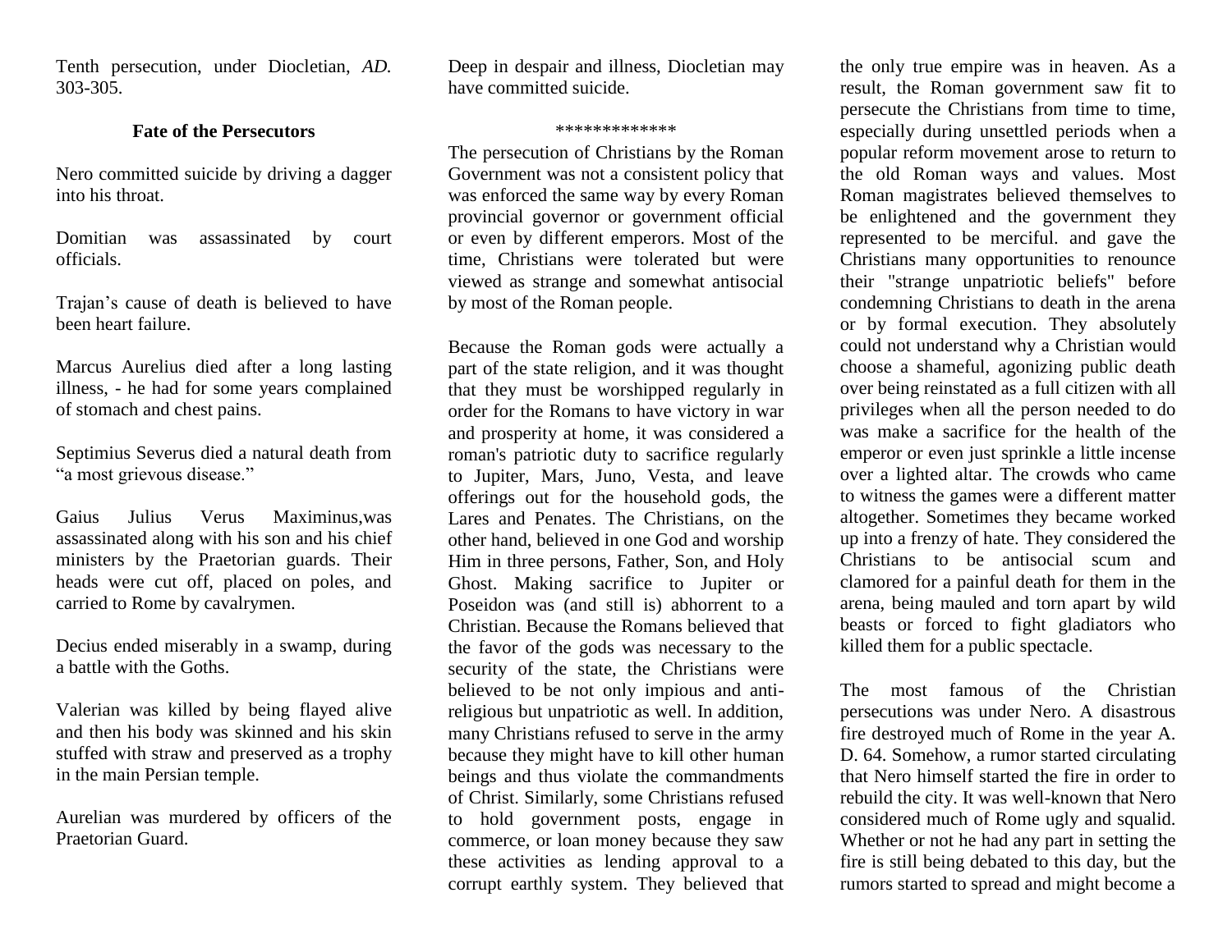Tenth persecution, under Diocletian, *AD.* 303-305.

**Fate of the Persecutors**

Nero committed suicide by driving a dagger into his throat.

Domitian was assassinated by court officials.

Trajan's cause of death is believed to have been heart failure.

Marcus Aurelius died after a long lasting illness, - he had for some years complained of stomach and chest pains.

Septimius Severus died a natural death from "a most grievous disease."

Gaius Julius Verus Maximinus,was assassinated along with his son and his chief ministers by the Praetorian guards. Their heads were cut off, placed on poles, and carried to Rome by cavalrymen.

Decius ended miserably in a swamp, during a battle with the Goths.

Valerian was killed by being flayed alive and then his body was skinned and his skin stuffed with straw and preserved as a trophy in the main Persian temple.

Aurelian was murdered by officers of the Praetorian Guard.

Deep in despair and illness, Diocletian may have committed suicide.

*************

The persecution of Christians by the Roman Government was not a consistent policy that was enforced the same way by every Roman provincial governor or government official or even by different emperors. Most of the time, Christians were tolerated but were viewed as strange and somewhat antisocial by most of the Roman people.

Because the Roman gods were actually a part of the state religion, and it was thought that they must be worshipped regularly in order for the Romans to have victory in war and prosperity at home, it was considered a roman's patriotic duty to sacrifice regularly to Jupiter, Mars, Juno, Vesta, and leave offerings out for the household gods, the Lares and Penates. The Christians, on the other hand, believed in one God and worship Him in three persons, Father, Son, and Holy Ghost. Making sacrifice to Jupiter or Poseidon was (and still is) abhorrent to a Christian. Because the Romans believed that the favor of the gods was necessary to the security of the state, the Christians were believed to be not only impious and anti-religious but unpatriotic as well. In addition, many Christians refused to serve in the army because they might have to kill other human beings and thus violate the commandments of Christ. Similarly, some Christians refused to hold government posts, engage in commerce, or loan money because they saw these activities as lending approval to a corrupt earthly system. They believed that the only true empire was in heaven. As a result, the Roman government saw fit to persecute the Christians from time to time, especially during unsettled periods when a popular reform movement arose to return to the old Roman ways and values. Most Roman magistrates believed themselves to be enlightened and the government they represented to be merciful. and gave the Christians many opportunities to renounce their "strange unpatriotic beliefs" before condemning Christians to death in the arena or by formal execution. They absolutely could not understand why a Christian would choose a shameful, agonizing public death over being reinstated as a full citizen with all privileges when all the person needed to do was make a sacrifice for the health of the emperor or even just sprinkle a little incense over a lighted altar. The crowds who came to witness the games were a different matter altogether. Sometimes they became worked up into a frenzy of hate. They considered the Christians to be antisocial scum and clamored for a painful death for them in the arena, being mauled and torn apart by wild beasts or forced to fight gladiators who killed them for a public spectacle.

The most famous of the Christian persecutions was under Nero. A disastrous fire destroyed much of Rome in the year A. D. 64. Somehow, a rumor started circulating that Nero himself started the fire in order to rebuild the city. It was well-known that Nero considered much of Rome ugly and squalid. Whether or not he had any part in setting the fire is still being debated to this day, but the rumors started to spread and might become a